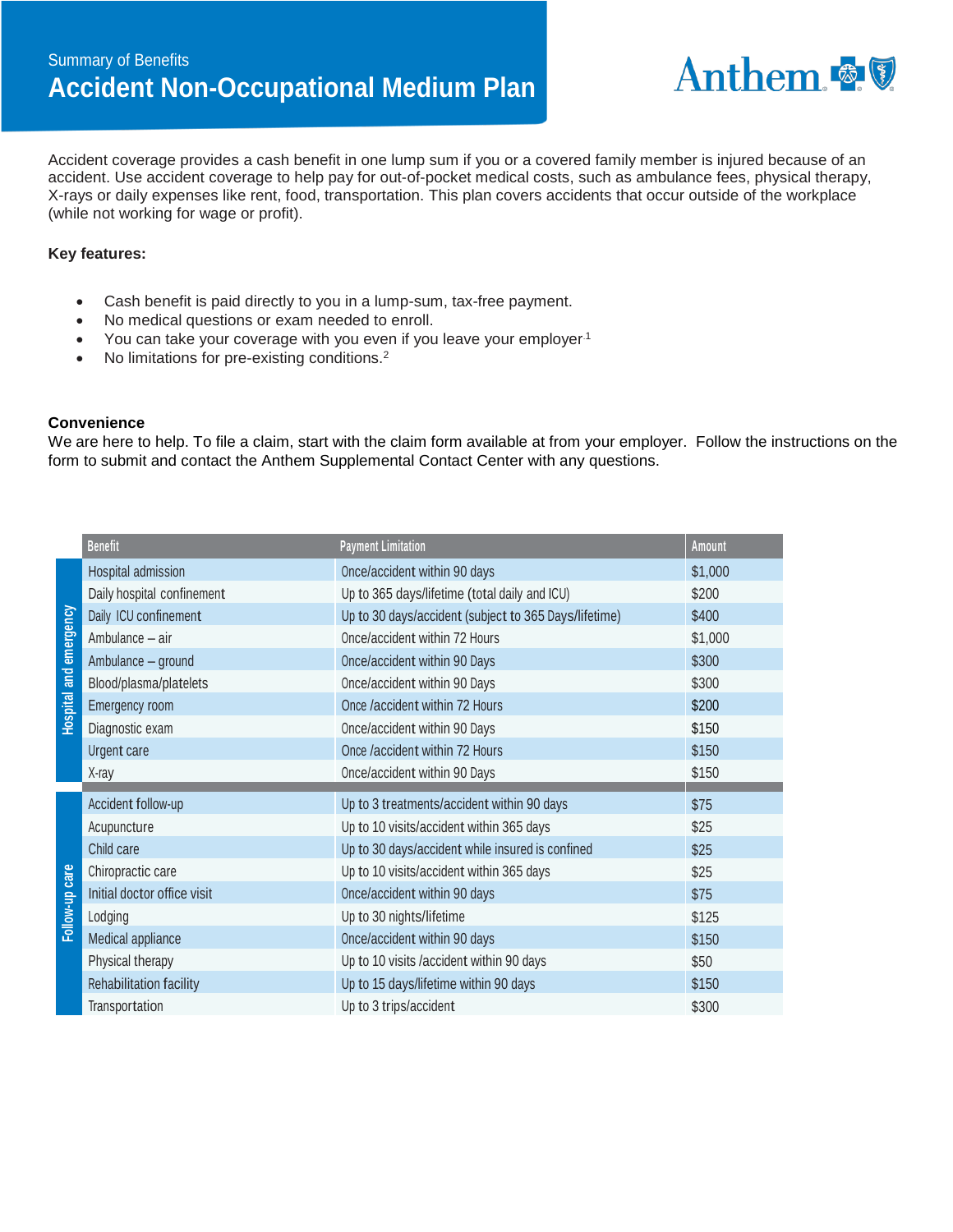Summary of Benefits

# Accident Non-Occupational Medium Plan

Anthem

Accident coverage provides a cash benefit in one lump sum if you or a covered family member is injured because of an accident. Use accident coverage to help pay for out-of-pocket medical costs, such as ambulance fees, physical therapy, X-rays or daily expenses like rent, food, transportation. This plan covers accidents that occur outside of the workplace (while not working for wage or profit).

**Key features:**

- Cash benefit is paid directly to you in a lump-sum, tax-free payment.
- No medical questions or exam needed to enroll.
- You can take your coverage with you even if you leave your employer[1]
- No limitations for pre-existing conditions.[2]

**Convenience**

We are here to help. To file a claim, start with the claim form available at from your employer. Follow the instructions on the form to submit and contact the Anthem Supplemental Contact Center with any questions.

| | Benefit | Payment Limitation | Amount |
|---|---|---|---|
| Hospital and emergency | Hospital admission | Once/accident within 90 days | $1,000 |
| | Daily hospital confinement | Up to 365 days/lifetime (total daily and ICU) | $200 |
| | Daily ICU confinement | Up to 30 days/accident (subject to 365 Days/lifetime) | $400 |
| | Ambulance – air | Once/accident within 72 Hours | $1,000 |
| | Ambulance – ground | Once/accident within 90 Days | $300 |
| | Blood/plasma/platelets | Once/accident within 90 Days | $300 |
| | Emergency room | Once /accident within 72 Hours | $200 |
| | Diagnostic exam | Once/accident within 90 Days | $150 |
| | Urgent care | Once /accident within 72 Hours | $150 |
| | X-ray | Once/accident within 90 Days | $150 |
| Follow-up care | Accident follow-up | Up to 3 treatments/accident within 90 days | $75 |
| | Acupuncture | Up to 10 visits/accident within 365 days | $25 |
| | Child care | Up to 30 days/accident while insured is confined | $25 |
| | Chiropractic care | Up to 10 visits/accident within 365 days | $25 |
| | Initial doctor office visit | Once/accident within 90 days | $75 |
| | Lodging | Up to 30 nights/lifetime | $125 |
| | Medical appliance | Once/accident within 90 days | $150 |
| | Physical therapy | Up to 10 visits /accident within 90 days | $50 |
| | Rehabilitation facility | Up to 15 days/lifetime within 90 days | $150 |
| | Transportation | Up to 3 trips/accident | $300 |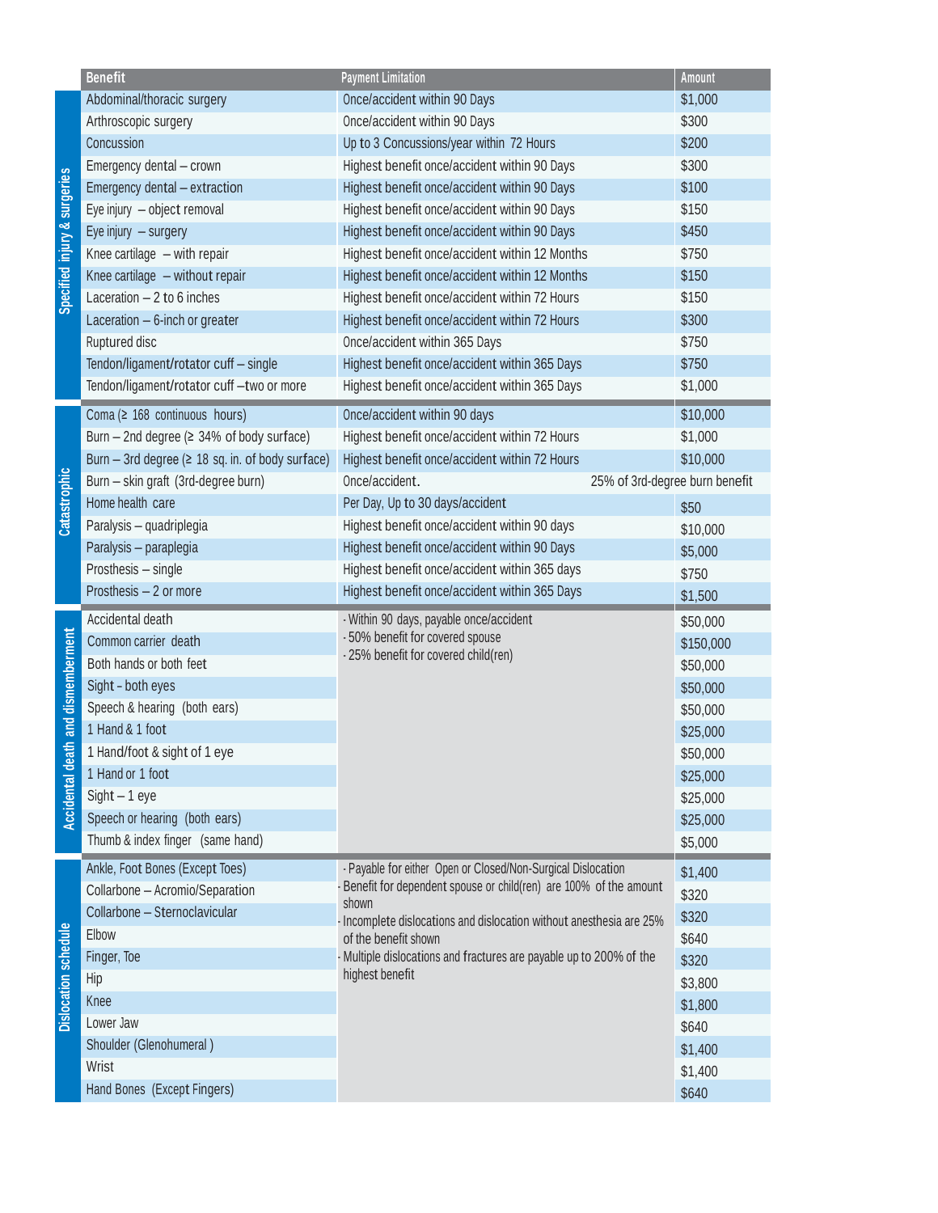| | Benefit | Payment Limitation | Amount |
|---|---|---|---|
| Specified injury & surgeries | Abdominal/thoracic surgery | Once/accident within 90 Days | $1,000 |
| | Arthroscopic surgery | Once/accident within 90 Days | $300 |
| | Concussion | Up to 3 Concussions/year within 72 Hours | $200 |
| | Emergency dental – crown | Highest benefit once/accident within 90 Days | $300 |
| | Emergency dental – extraction | Highest benefit once/accident within 90 Days | $100 |
| | Eye injury – object removal | Highest benefit once/accident within 90 Days | $150 |
| | Eye injury – surgery | Highest benefit once/accident within 90 Days | $450 |
| | Knee cartilage – with repair | Highest benefit once/accident within 12 Months | $750 |
| | Knee cartilage – without repair | Highest benefit once/accident within 12 Months | $150 |
| | Laceration – 2 to 6 inches | Highest benefit once/accident within 72 Hours | $150 |
| | Laceration – 6-inch or greater | Highest benefit once/accident within 72 Hours | $300 |
| | Ruptured disc | Once/accident within 365 Days | $750 |
| | Tendon/ligament/rotator cuff – single | Highest benefit once/accident within 365 Days | $750 |
| | Tendon/ligament/rotator cuff –two or more | Highest benefit once/accident within 365 Days | $1,000 |
| Catastrophic | Coma (≥ 168 continuous hours) | Once/accident within 90 days | $10,000 |
| | Burn – 2nd degree (≥ 34% of body surface) | Highest benefit once/accident within 72 Hours | $1,000 |
| | Burn – 3rd degree (≥ 18 sq. in. of body surface) | Highest benefit once/accident within 72 Hours | $10,000 |
| | Burn – skin graft (3rd-degree burn) | Once/accident. | 25% of 3rd-degree burn benefit |
| | Home health care | Per Day, Up to 30 days/accident | $50 |
| | Paralysis – quadriplegia | Highest benefit once/accident within 90 days | $10,000 |
| | Paralysis – paraplegia | Highest benefit once/accident within 90 Days | $5,000 |
| | Prosthesis – single | Highest benefit once/accident within 365 days | $750 |
| | Prosthesis – 2 or more | Highest benefit once/accident within 365 Days | $1,500 |
| Accidental death and dismemberment | Accidental death | - Within 90 days, payable once/accident<br>- 50% benefit for covered spouse<br>- 25% benefit for covered child(ren) | $50,000 |
| | Common carrier death | | $150,000 |
| | Both hands or both feet | | $50,000 |
| | Sight - both eyes | | $50,000 |
| | Speech & hearing (both ears) | | $50,000 |
| | 1 Hand & 1 foot | | $25,000 |
| | 1 Hand/foot & sight of 1 eye | | $50,000 |
| | 1 Hand or 1 foot | | $25,000 |
| | Sight – 1 eye | | $25,000 |
| | Speech or hearing (both ears) | | $25,000 |
| | Thumb & index finger (same hand) | | $5,000 |
| Dislocation schedule | Ankle, Foot Bones (Except Toes) | - Payable for either Open or Closed/Non-Surgical Dislocation<br>- Benefit for dependent spouse or child(ren) are 100% of the amount shown<br>- Incomplete dislocations and dislocation without anesthesia are 25% of the benefit shown<br>- Multiple dislocations and fractures are payable up to 200% of the highest benefit | $1,400 |
| | Collarbone – Acromio/Separation | | $320 |
| | Collarbone – Sternoclavicular | | $320 |
| | Elbow | | $640 |
| | Finger, Toe | | $320 |
| | Hip | | $3,800 |
| | Knee | | $1,800 |
| | Lower Jaw | | $640 |
| | Shoulder (Glenohumeral ) | | $1,400 |
| | Wrist | | $1,400 |
| | Hand Bones (Except Fingers) | | $640 |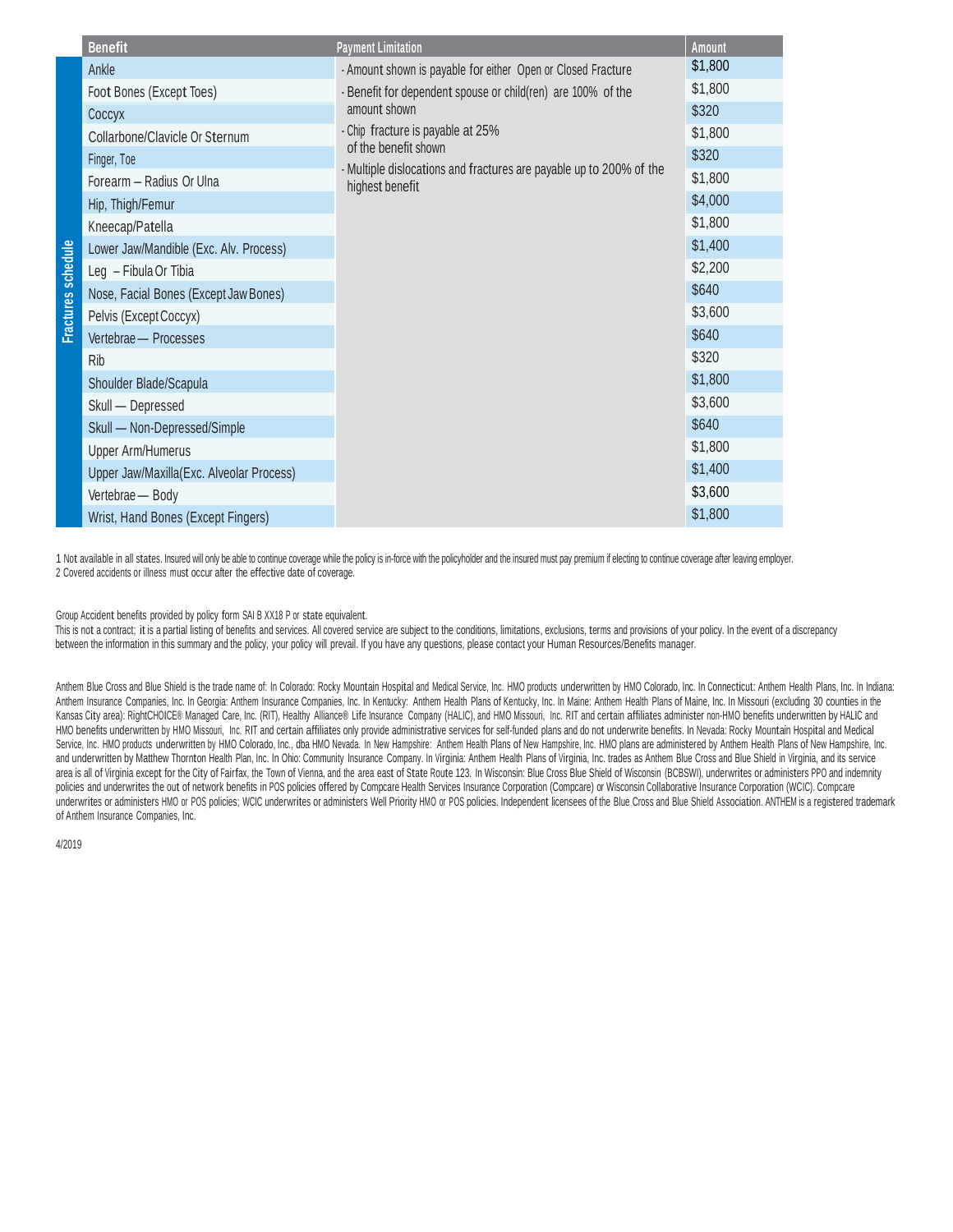| | Benefit | Payment Limitation | Amount |
|---|---|---|---|
| Fractures schedule | Ankle | - Amount shown is payable for either Open or Closed Fracture<br>- Benefit for dependent spouse or child(ren) are 100% of the amount shown<br>- Chip fracture is payable at 25% of the benefit shown<br>- Multiple dislocations and fractures are payable up to 200% of the highest benefit | $1,800 |
| | Foot Bones (Except Toes) | | $1,800 |
| | Coccyx | | $320 |
| | Collarbone/Clavicle Or Sternum | | $1,800 |
| | Finger, Toe | | $320 |
| | Forearm – Radius Or Ulna | | $1,800 |
| | Hip, Thigh/Femur | | $4,000 |
| | Kneecap/Patella | | $1,800 |
| | Lower Jaw/Mandible (Exc. Alv. Process) | | $1,400 |
| | Leg – Fibula Or Tibia | | $2,200 |
| | Nose, Facial Bones (Except Jaw Bones) | | $640 |
| | Pelvis (Except Coccyx) | | $3,600 |
| | Vertebrae — Processes | | $640 |
| | Rib | | $320 |
| | Shoulder Blade/Scapula | | $1,800 |
| | Skull — Depressed | | $3,600 |
| | Skull — Non-Depressed/Simple | | $640 |
| | Upper Arm/Humerus | | $1,800 |
| | Upper Jaw/Maxilla(Exc. Alveolar Process) | | $1,400 |
| | Vertebrae — Body | | $3,600 |
| | Wrist, Hand Bones (Except Fingers) | | $1,800 |

1 Not available in all states. Insured will only be able to continue coverage while the policy is in-force with the policyholder and the insured must pay premium if electing to continue coverage after leaving employer.
2 Covered accidents or illness must occur after the effective date of coverage.

Group Accident benefits provided by policy form SAI B XX18 P or state equivalent.
This is not a contract; it is a partial listing of benefits and services. All covered service are subject to the conditions, limitations, exclusions, terms and provisions of your policy. In the event of a discrepancy between the information in this summary and the policy, your policy will prevail. If you have any questions, please contact your Human Resources/Benefits manager.

Anthem Blue Cross and Blue Shield is the trade name of: In Colorado: Rocky Mountain Hospital and Medical Service, Inc. HMO products underwritten by HMO Colorado, Inc. In Connecticut: Anthem Health Plans, Inc. In Indiana: Anthem Insurance Companies, Inc. In Georgia: Anthem Insurance Companies, Inc. In Kentucky: Anthem Health Plans of Kentucky, Inc. In Maine: Anthem Health Plans of Maine, Inc. In Missouri (excluding 30 counties in the Kansas City area): RightCHOICE® Managed Care, Inc. (RIT), Healthy Alliance® Life Insurance Company (HALIC), and HMO Missouri, Inc. RIT and certain affiliates administer non-HMO benefits underwritten by HALIC and HMO benefits underwritten by HMO Missouri, Inc. RIT and certain affiliates only provide administrative services for self-funded plans and do not underwrite benefits. In Nevada: Rocky Mountain Hospital and Medical Service, Inc. HMO products underwritten by HMO Colorado, Inc., dba HMO Nevada. In New Hampshire: Anthem Health Plans of New Hampshire, Inc. HMO plans are administered by Anthem Health Plans of New Hampshire, Inc. and underwritten by Matthew Thornton Health Plan, Inc. In Ohio: Community Insurance Company. In Virginia: Anthem Health Plans of Virginia, Inc. trades as Anthem Blue Cross and Blue Shield in Virginia, and its service area is all of Virginia except for the City of Fairfax, the Town of Vienna, and the area east of State Route 123. In Wisconsin: Blue Cross Blue Shield of Wisconsin (BCBSWI), underwrites or administers PPO and indemnity policies and underwrites the out of network benefits in POS policies offered by Compcare Health Services Insurance Corporation (Compcare) or Wisconsin Collaborative Insurance Corporation (WCIC). Compcare underwrites or administers HMO or POS policies; WCIC underwrites or administers Well Priority HMO or POS policies. Independent licensees of the Blue Cross and Blue Shield Association. ANTHEM is a registered trademark of Anthem Insurance Companies, Inc.

4/2019